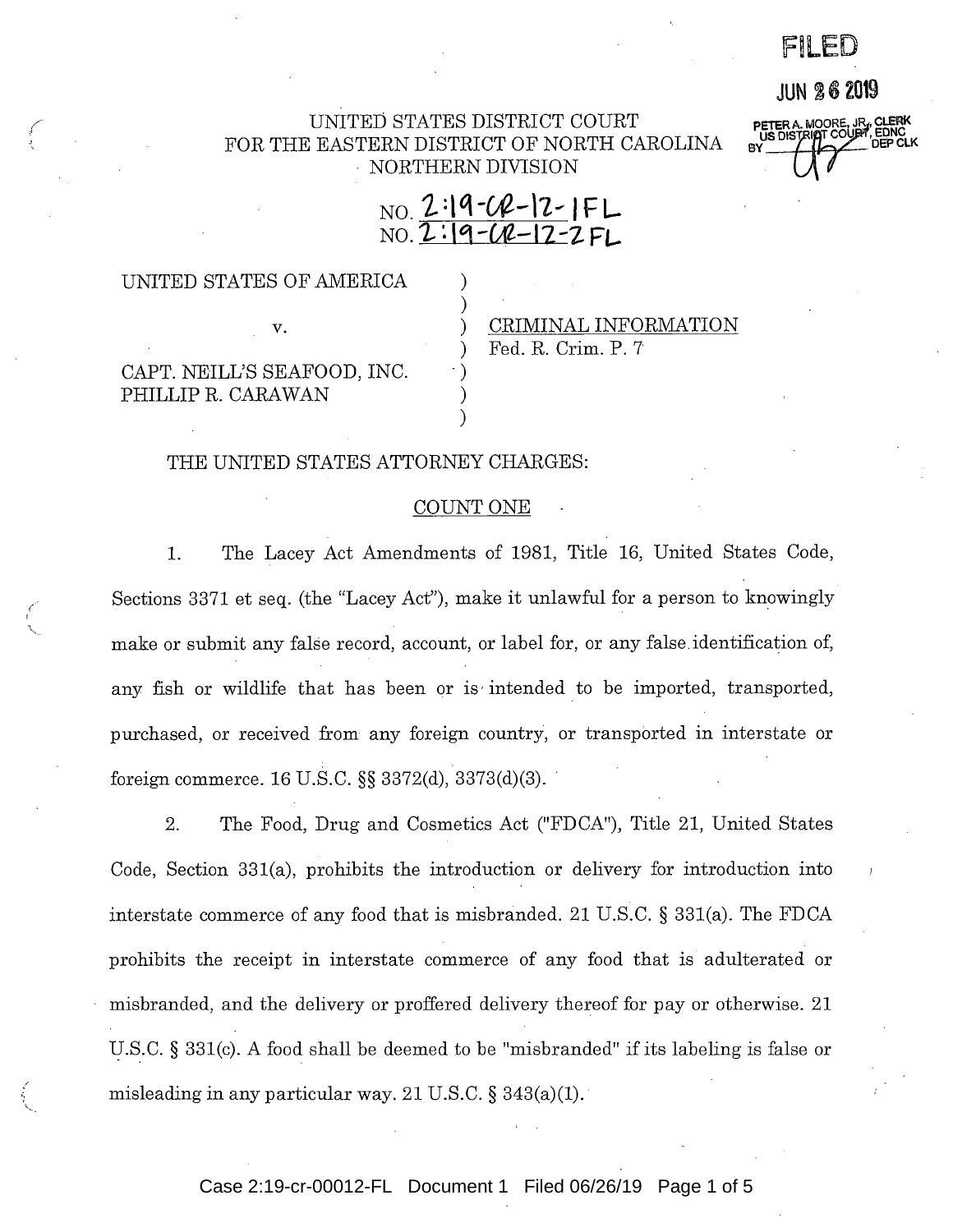FILED

JUN 26 2019

PETER A. MOORE, JR., CLERK
US DISTRICT COURT, EDNC
BY ______ DEP CLK

UNITED STATES DISTRICT COURT
FOR THE EASTERN DISTRICT OF NORTH CAROLINA
NORTHERN DIVISION

NO. 2:19-CR-12-1FL
NO. 2:19-CR-12-2FL

UNITED STATES OF AMERICA

v.

CAPT. NEILL'S SEAFOOD, INC.
PHILLIP R. CARAWAN

CRIMINAL INFORMATION
Fed. R. Crim. P. 7

THE UNITED STATES ATTORNEY CHARGES:

COUNT ONE

1. The Lacey Act Amendments of 1981, Title 16, United States Code, Sections 3371 et seq. (the "Lacey Act"), make it unlawful for a person to knowingly make or submit any false record, account, or label for, or any false identification of, any fish or wildlife that has been or is intended to be imported, transported, purchased, or received from any foreign country, or transported in interstate or foreign commerce. 16 U.S.C. §§ 3372(d), 3373(d)(3).

2. The Food, Drug and Cosmetics Act ("FDCA"), Title 21, United States Code, Section 331(a), prohibits the introduction or delivery for introduction into interstate commerce of any food that is misbranded. 21 U.S.C. § 331(a). The FDCA prohibits the receipt in interstate commerce of any food that is adulterated or misbranded, and the delivery or proffered delivery thereof for pay or otherwise. 21 U.S.C. § 331(c). A food shall be deemed to be "misbranded" if its labeling is false or misleading in any particular way. 21 U.S.C. § 343(a)(1).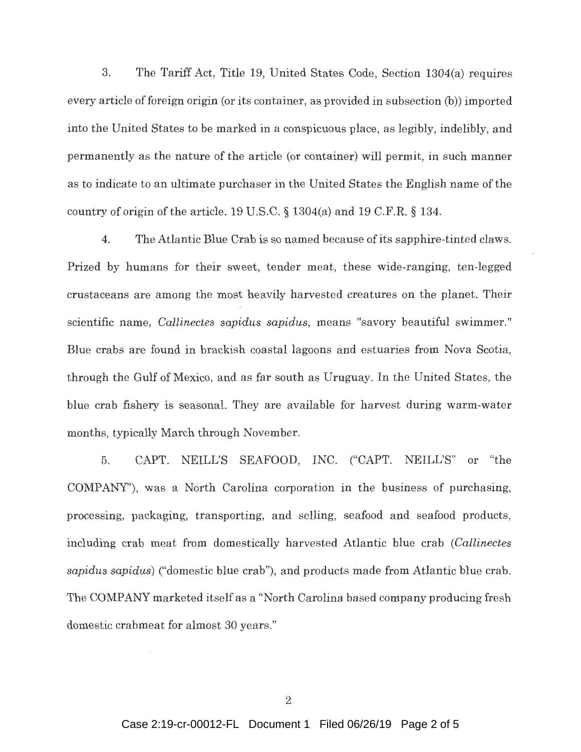3. The Tariff Act, Title 19, United States Code, Section 1304(a) requires every article of foreign origin (or its container, as provided in subsection (b)) imported into the United States to be marked in a conspicuous place, as legibly, indelibly, and permanently as the nature of the article (or container) will permit, in such manner as to indicate to an ultimate purchaser in the United States the English name of the country of origin of the article. 19 U.S.C. § 1304(a) and 19 C.F.R. § 134.

4. The Atlantic Blue Crab is so named because of its sapphire-tinted claws. Prized by humans for their sweet, tender meat, these wide-ranging, ten-legged crustaceans are among the most heavily harvested creatures on the planet. Their scientific name, *Callinectes sapidus sapidus*, means "savory beautiful swimmer." Blue crabs are found in brackish coastal lagoons and estuaries from Nova Scotia, through the Gulf of Mexico, and as far south as Uruguay. In the United States, the blue crab fishery is seasonal. They are available for harvest during warm-water months, typically March through November.

5. CAPT. NEILL'S SEAFOOD, INC. ("CAPT. NEILL'S" or "the COMPANY"), was a North Carolina corporation in the business of purchasing, processing, packaging, transporting, and selling, seafood and seafood products, including crab meat from domestically harvested Atlantic blue crab (*Callinectes sapidus sapidus*) ("domestic blue crab"), and products made from Atlantic blue crab. The COMPANY marketed itself as a "North Carolina based company producing fresh domestic crabmeat for almost 30 years."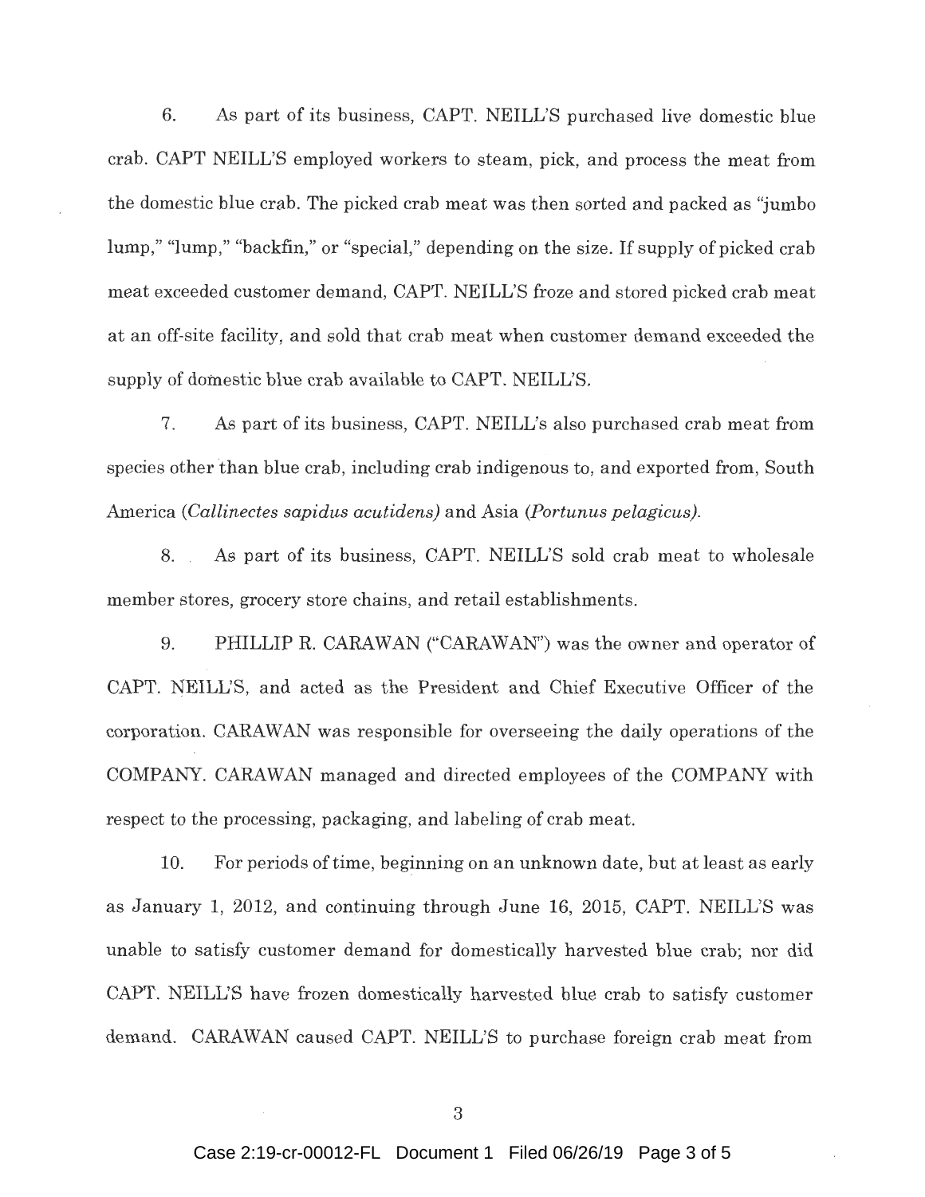6. As part of its business, CAPT. NEILL'S purchased live domestic blue crab. CAPT NEILL'S employed workers to steam, pick, and process the meat from the domestic blue crab. The picked crab meat was then sorted and packed as "jumbo lump," "lump," "backfin," or "special," depending on the size. If supply of picked crab meat exceeded customer demand, CAPT. NEILL'S froze and stored picked crab meat at an off-site facility, and sold that crab meat when customer demand exceeded the supply of domestic blue crab available to CAPT. NEILL'S.

7. As part of its business, CAPT. NEILL's also purchased crab meat from species other than blue crab, including crab indigenous to, and exported from, South America (*Callinectes sapidus acutidens)* and Asia (*Portunus pelagicus)*.

8. As part of its business, CAPT. NEILL'S sold crab meat to wholesale member stores, grocery store chains, and retail establishments.

9. PHILLIP R. CARAWAN ("CARAWAN") was the owner and operator of CAPT. NEILL'S, and acted as the President and Chief Executive Officer of the corporation. CARAWAN was responsible for overseeing the daily operations of the COMPANY. CARAWAN managed and directed employees of the COMPANY with respect to the processing, packaging, and labeling of crab meat.

10. For periods of time, beginning on an unknown date, but at least as early as January 1, 2012, and continuing through June 16, 2015, CAPT. NEILL'S was unable to satisfy customer demand for domestically harvested blue crab; nor did CAPT. NEILL'S have frozen domestically harvested blue crab to satisfy customer demand. CARAWAN caused CAPT. NEILL'S to purchase foreign crab meat from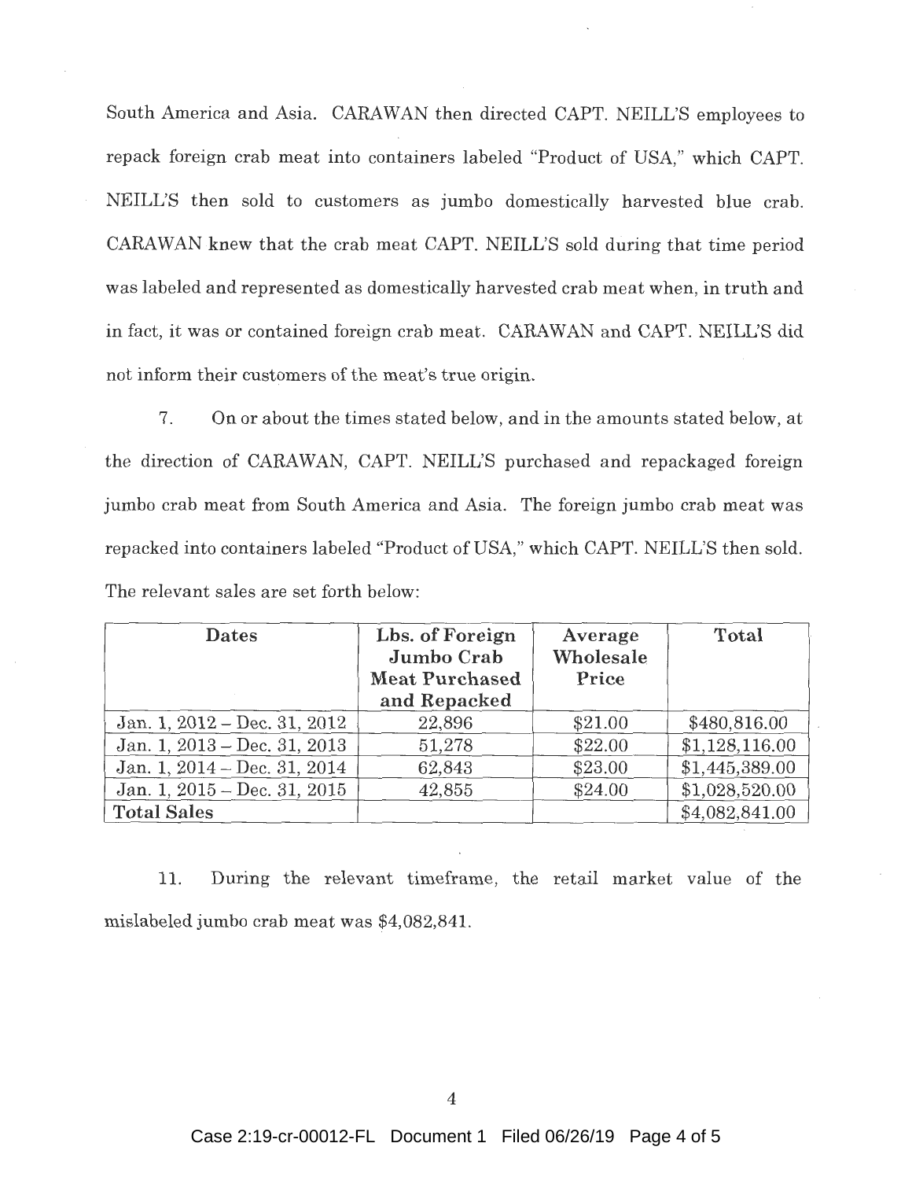South America and Asia. CARAWAN then directed CAPT. NEILL'S employees to repack foreign crab meat into containers labeled "Product of USA," which CAPT. NEILL'S then sold to customers as jumbo domestically harvested blue crab. CARAWAN knew that the crab meat CAPT. NEILL'S sold during that time period was labeled and represented as domestically harvested crab meat when, in truth and in fact, it was or contained foreign crab meat. CARAWAN and CAPT. NEILL'S did not inform their customers of the meat's true origin.

7. On or about the times stated below, and in the amounts stated below, at the direction of CARAWAN, CAPT. NEILL'S purchased and repackaged foreign jumbo crab meat from South America and Asia. The foreign jumbo crab meat was repacked into containers labeled "Product of USA," which CAPT. NEILL'S then sold. The relevant sales are set forth below:

| Dates | Lbs. of Foreign Jumbo Crab Meat Purchased and Repacked | Average Wholesale Price | Total |
|---|---|---|---|
| Jan. 1, 2012 – Dec. 31, 2012 | 22,896 | $21.00 | $480,816.00 |
| Jan. 1, 2013 – Dec. 31, 2013 | 51,278 | $22.00 | $1,128,116.00 |
| Jan. 1, 2014 – Dec. 31, 2014 | 62,843 | $23.00 | $1,445,389.00 |
| Jan. 1, 2015 – Dec. 31, 2015 | 42,855 | $24.00 | $1,028,520.00 |
| **Total Sales** | | | $4,082,841.00 |

11. During the relevant timeframe, the retail market value of the mislabeled jumbo crab meat was $4,082,841.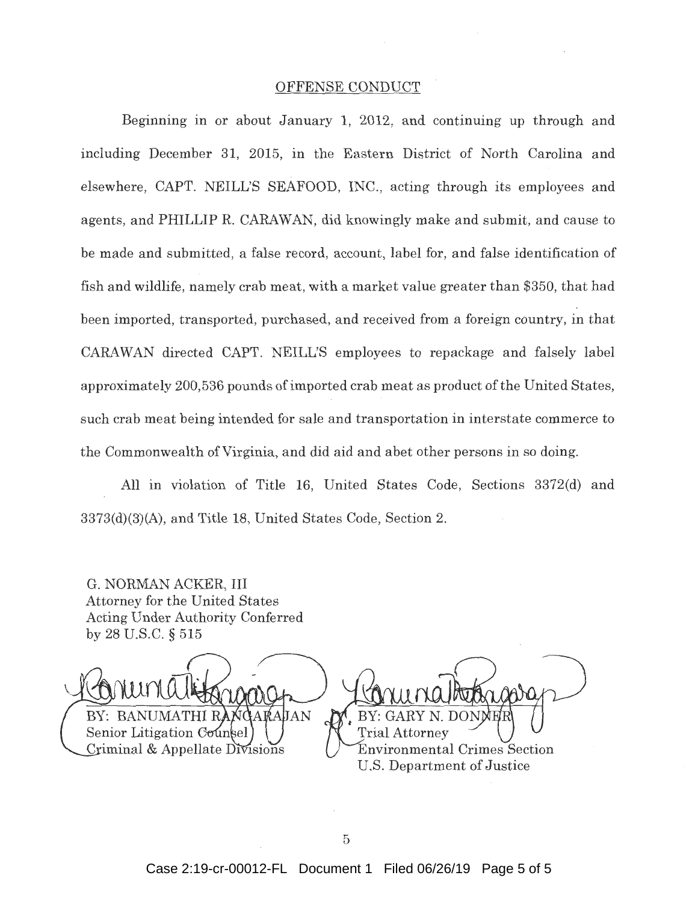## OFFENSE CONDUCT

Beginning in or about January 1, 2012, and continuing up through and including December 31, 2015, in the Eastern District of North Carolina and elsewhere, CAPT. NEILL'S SEAFOOD, INC., acting through its employees and agents, and PHILLIP R. CARAWAN, did knowingly make and submit, and cause to be made and submitted, a false record, account, label for, and false identification of fish and wildlife, namely crab meat, with a market value greater than $350, that had been imported, transported, purchased, and received from a foreign country, in that CARAWAN directed CAPT. NEILL'S employees to repackage and falsely label approximately 200,536 pounds of imported crab meat as product of the United States, such crab meat being intended for sale and transportation in interstate commerce to the Commonwealth of Virginia, and did aid and abet other persons in so doing.

All in violation of Title 16, United States Code, Sections 3372(d) and 3373(d)(3)(A), and Title 18, United States Code, Section 2.

G. NORMAN ACKER, III
Attorney for the United States
Acting Under Authority Conferred
by 28 U.S.C. § 515

BY: BANUMATHI RANGARAJAN
Senior Litigation Counsel
Criminal & Appellate Divisions

BY: GARY N. DONNER
Trial Attorney
Environmental Crimes Section
U.S. Department of Justice